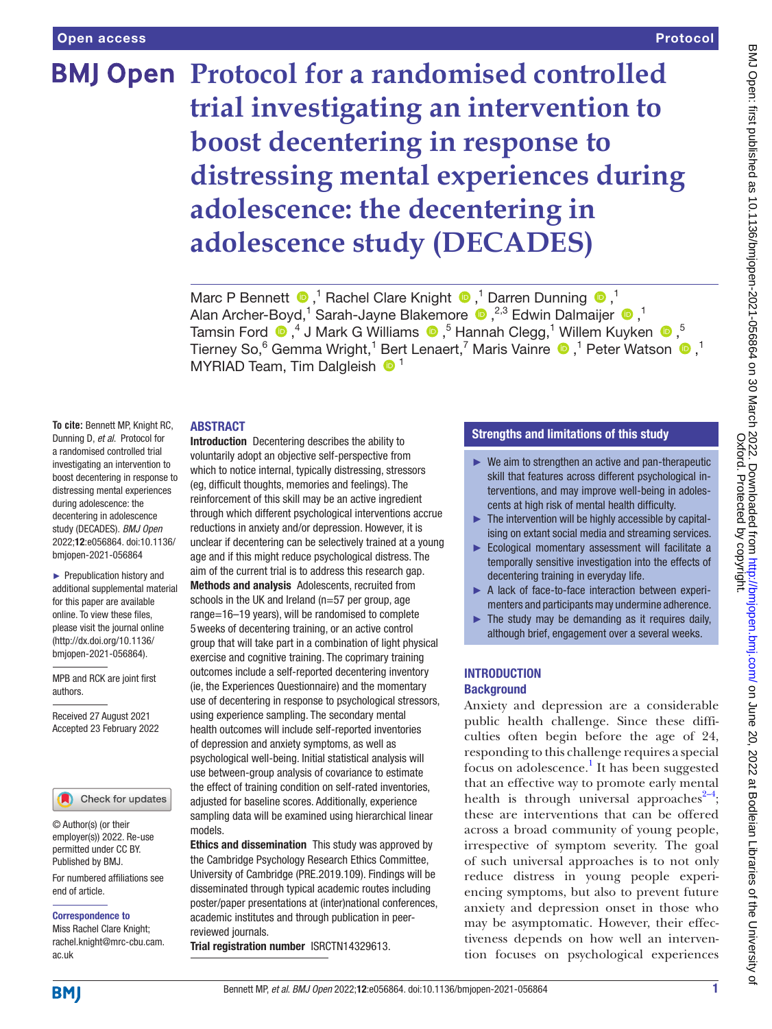Open access

Protocol

# Protocol for a randomised controlled trial investigating an intervention to boost decentering in response to distressing mental experiences during adolescence: the decentering in adolescence study (DECADES)

Marc P Bennett,[1] Rachel Clare Knight,[1] Darren Dunning,[1] Alan Archer-Boyd,[1] Sarah-Jayne Blakemore,[2,3] Edwin Dalmaijer,[1] Tamsin Ford,[4] J Mark G Williams,[5] Hannah Clegg,[1] Willem Kuyken,[5] Tierney So,[6] Gemma Wright,[1] Bert Lenaert,[7] Maris Vainre,[1] Peter Watson,[1] MYRIAD Team, Tim Dalgleish[1]

**To cite:** Bennett MP, Knight RC, Dunning D, *et al*. Protocol for a randomised controlled trial investigating an intervention to boost decentering in response to distressing mental experiences during adolescence: the decentering in adolescence study (DECADES). *BMJ Open* 2022;**12**:e056864. doi:10.1136/bmjopen-2021-056864

► Prepublication history and additional supplemental material for this paper are available online. To view these files, please visit the journal online (http://dx.doi.org/10.1136/bmjopen-2021-056864).

MPB and RCK are joint first authors.

Received 27 August 2021
Accepted 23 February 2022

© Author(s) (or their employer(s)) 2022. Re-use permitted under CC BY. Published by BMJ.

For numbered affiliations see end of article.

**Correspondence to**
Miss Rachel Clare Knight;
rachel.knight@mrc-cbu.cam.ac.uk

## ABSTRACT

**Introduction** Decentering describes the ability to voluntarily adopt an objective self-perspective from which to notice internal, typically distressing, stressors (eg, difficult thoughts, memories and feelings). The reinforcement of this skill may be an active ingredient through which different psychological interventions accrue reductions in anxiety and/or depression. However, it is unclear if decentering can be selectively trained at a young age and if this might reduce psychological distress. The aim of the current trial is to address this research gap.

**Methods and analysis** Adolescents, recruited from schools in the UK and Ireland (n=57 per group, age range=16–19 years), will be randomised to complete 5 weeks of decentering training, or an active control group that will take part in a combination of light physical exercise and cognitive training. The coprimary training outcomes include a self-reported decentering inventory (ie, the Experiences Questionnaire) and the momentary use of decentering in response to psychological stressors, using experience sampling. The secondary mental health outcomes will include self-reported inventories of depression and anxiety symptoms, as well as psychological well-being. Initial statistical analysis will use between-group analysis of covariance to estimate the effect of training condition on self-rated inventories, adjusted for baseline scores. Additionally, experience sampling data will be examined using hierarchical linear models.

**Ethics and dissemination** This study was approved by the Cambridge Psychology Research Ethics Committee, University of Cambridge (PRE.2019.109). Findings will be disseminated through typical academic routes including poster/paper presentations at (inter)national conferences, academic institutes and through publication in peer-reviewed journals.

**Trial registration number** ISRCTN14329613.

### Strengths and limitations of this study

- ► We aim to strengthen an active and pan-therapeutic skill that features across different psychological interventions, and may improve well-being in adolescents at high risk of mental health difficulty.
- ► The intervention will be highly accessible by capitalising on extant social media and streaming services.
- ► Ecological momentary assessment will facilitate a temporally sensitive investigation into the effects of decentering training in everyday life.
- ► A lack of face-to-face interaction between experimenters and participants may undermine adherence.
- ► The study may be demanding as it requires daily, although brief, engagement over a several weeks.

## INTRODUCTION

### Background

Anxiety and depression are a considerable public health challenge. Since these difficulties often begin before the age of 24, responding to this challenge requires a special focus on adolescence.[1] It has been suggested that an effective way to promote early mental health is through universal approaches[2–4]; these are interventions that can be offered across a broad community of young people, irrespective of symptom severity. The goal of such universal approaches is to not only reduce distress in young people experiencing symptoms, but also to prevent future anxiety and depression onset in those who may be asymptomatic. However, their effectiveness depends on how well an intervention focuses on psychological experiences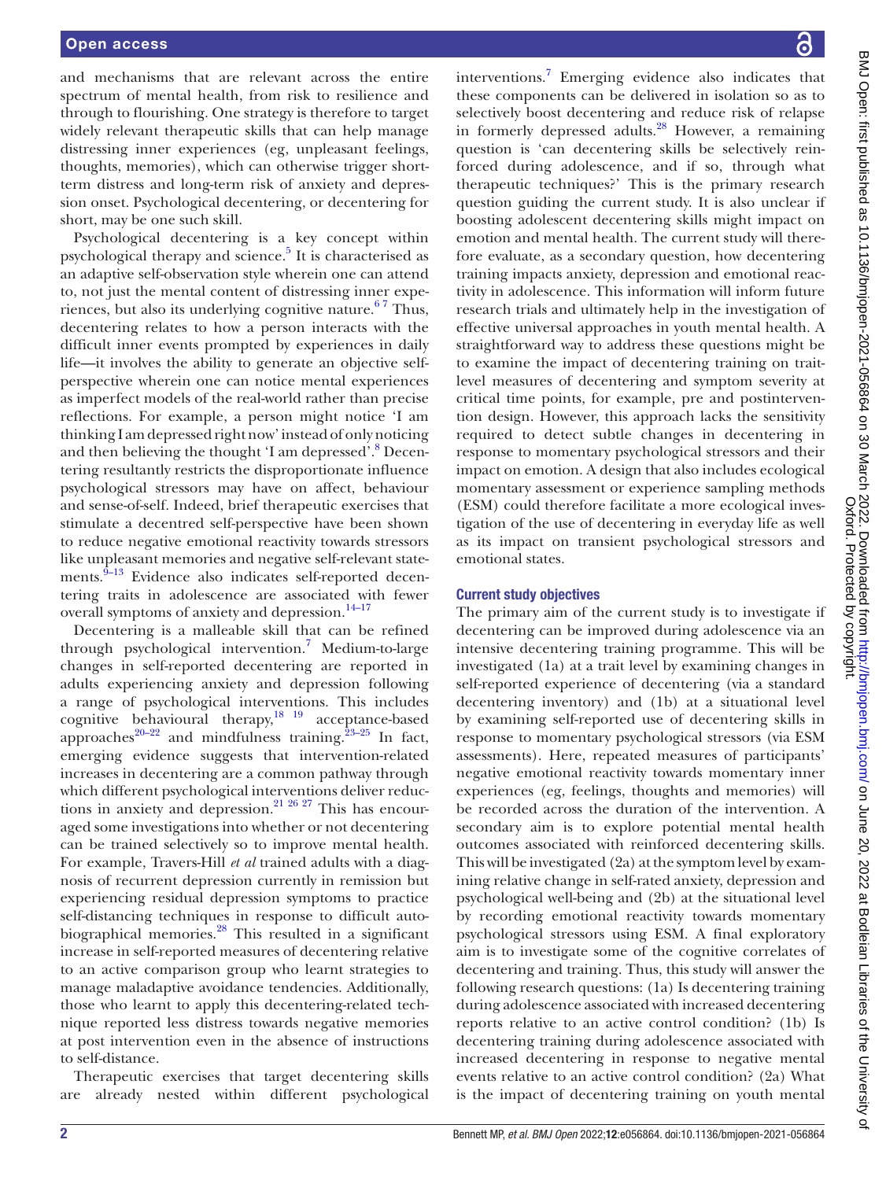and mechanisms that are relevant across the entire spectrum of mental health, from risk to resilience and through to flourishing. One strategy is therefore to target widely relevant therapeutic skills that can help manage distressing inner experiences (eg, unpleasant feelings, thoughts, memories), which can otherwise trigger short-term distress and long-term risk of anxiety and depression onset. Psychological decentering, or decentering for short, may be one such skill.

Psychological decentering is a key concept within psychological therapy and science.[5] It is characterised as an adaptive self-observation style wherein one can attend to, not just the mental content of distressing inner experiences, but also its underlying cognitive nature.[6 7] Thus, decentering relates to how a person interacts with the difficult inner events prompted by experiences in daily life—it involves the ability to generate an objective self-perspective wherein one can notice mental experiences as imperfect models of the real-world rather than precise reflections. For example, a person might notice 'I am thinking I am depressed right now' instead of only noticing and then believing the thought 'I am depressed'.[8] Decentering resultantly restricts the disproportionate influence psychological stressors may have on affect, behaviour and sense-of-self. Indeed, brief therapeutic exercises that stimulate a decentred self-perspective have been shown to reduce negative emotional reactivity towards stressors like unpleasant memories and negative self-relevant statements.[9–13] Evidence also indicates self-reported decentering traits in adolescence are associated with fewer overall symptoms of anxiety and depression.[14–17]

Decentering is a malleable skill that can be refined through psychological intervention.[7] Medium-to-large changes in self-reported decentering are reported in adults experiencing anxiety and depression following a range of psychological interventions. This includes cognitive behavioural therapy,[18 19] acceptance-based approaches[20–22] and mindfulness training.[23–25] In fact, emerging evidence suggests that intervention-related increases in decentering are a common pathway through which different psychological interventions deliver reductions in anxiety and depression.[21 26 27] This has encouraged some investigations into whether or not decentering can be trained selectively so to improve mental health. For example, Travers-Hill *et al* trained adults with a diagnosis of recurrent depression currently in remission but experiencing residual depression symptoms to practice self-distancing techniques in response to difficult autobiographical memories.[28] This resulted in a significant increase in self-reported measures of decentering relative to an active comparison group who learnt strategies to manage maladaptive avoidance tendencies. Additionally, those who learnt to apply this decentering-related technique reported less distress towards negative memories at post intervention even in the absence of instructions to self-distance.

Therapeutic exercises that target decentering skills are already nested within different psychological interventions.[7] Emerging evidence also indicates that these components can be delivered in isolation so as to selectively boost decentering and reduce risk of relapse in formerly depressed adults.[28] However, a remaining question is 'can decentering skills be selectively reinforced during adolescence, and if so, through what therapeutic techniques?' This is the primary research question guiding the current study. It is also unclear if boosting adolescent decentering skills might impact on emotion and mental health. The current study will therefore evaluate, as a secondary question, how decentering training impacts anxiety, depression and emotional reactivity in adolescence. This information will inform future research trials and ultimately help in the investigation of effective universal approaches in youth mental health. A straightforward way to address these questions might be to examine the impact of decentering training on trait-level measures of decentering and symptom severity at critical time points, for example, pre and postintervention design. However, this approach lacks the sensitivity required to detect subtle changes in decentering in response to momentary psychological stressors and their impact on emotion. A design that also includes ecological momentary assessment or experience sampling methods (ESM) could therefore facilitate a more ecological investigation of the use of decentering in everyday life as well as its impact on transient psychological stressors and emotional states.

## Current study objectives

The primary aim of the current study is to investigate if decentering can be improved during adolescence via an intensive decentering training programme. This will be investigated (1a) at a trait level by examining changes in self-reported experience of decentering (via a standard decentering inventory) and (1b) at a situational level by examining self-reported use of decentering skills in response to momentary psychological stressors (via ESM assessments). Here, repeated measures of participants' negative emotional reactivity towards momentary inner experiences (eg, feelings, thoughts and memories) will be recorded across the duration of the intervention. A secondary aim is to explore potential mental health outcomes associated with reinforced decentering skills. This will be investigated (2a) at the symptom level by examining relative change in self-rated anxiety, depression and psychological well-being and (2b) at the situational level by recording emotional reactivity towards momentary psychological stressors using ESM. A final exploratory aim is to investigate some of the cognitive correlates of decentering and training. Thus, this study will answer the following research questions: (1a) Is decentering training during adolescence associated with increased decentering reports relative to an active control condition? (1b) Is decentering training during adolescence associated with increased decentering in response to negative mental events relative to an active control condition? (2a) What is the impact of decentering training on youth mental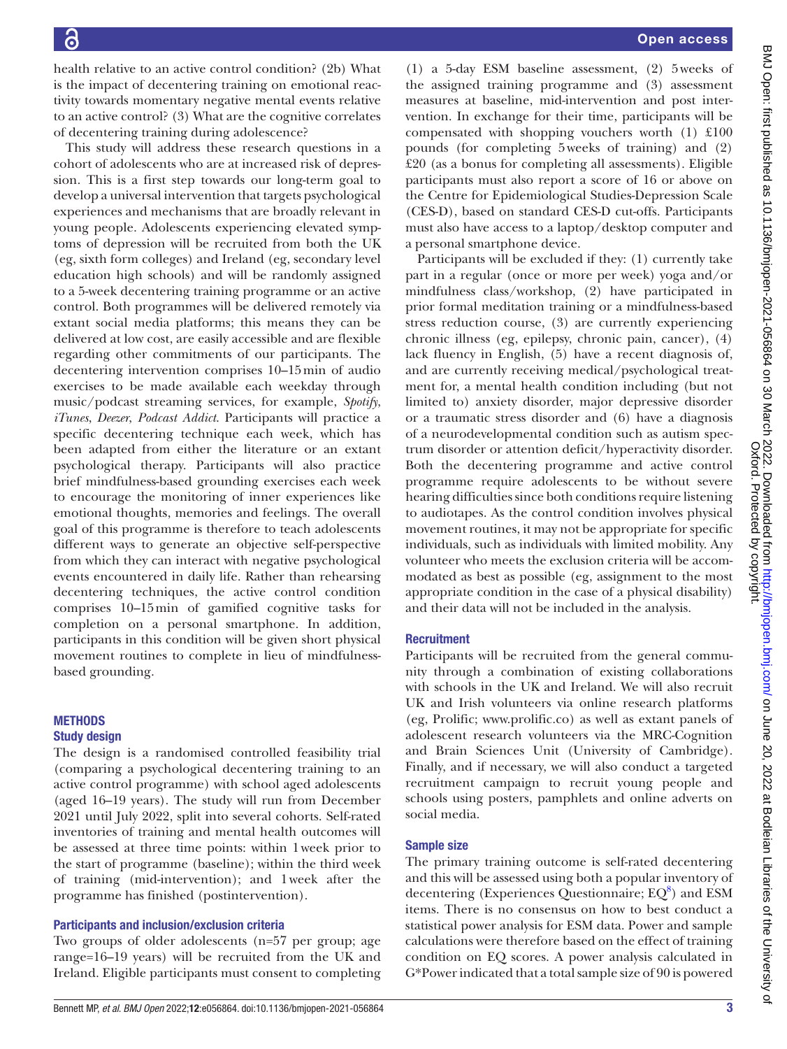health relative to an active control condition? (2b) What is the impact of decentering training on emotional reactivity towards momentary negative mental events relative to an active control? (3) What are the cognitive correlates of decentering training during adolescence?

This study will address these research questions in a cohort of adolescents who are at increased risk of depression. This is a first step towards our long-term goal to develop a universal intervention that targets psychological experiences and mechanisms that are broadly relevant in young people. Adolescents experiencing elevated symptoms of depression will be recruited from both the UK (eg, sixth form colleges) and Ireland (eg, secondary level education high schools) and will be randomly assigned to a 5-week decentering training programme or an active control. Both programmes will be delivered remotely via extant social media platforms; this means they can be delivered at low cost, are easily accessible and are flexible regarding other commitments of our participants. The decentering intervention comprises 10–15 min of audio exercises to be made available each weekday through music/podcast streaming services, for example, *Spotify*, *iTunes*, *Deezer*, *Podcast Addict*. Participants will practice a specific decentering technique each week, which has been adapted from either the literature or an extant psychological therapy. Participants will also practice brief mindfulness-based grounding exercises each week to encourage the monitoring of inner experiences like emotional thoughts, memories and feelings. The overall goal of this programme is therefore to teach adolescents different ways to generate an objective self-perspective from which they can interact with negative psychological events encountered in daily life. Rather than rehearsing decentering techniques, the active control condition comprises 10–15 min of gamified cognitive tasks for completion on a personal smartphone. In addition, participants in this condition will be given short physical movement routines to complete in lieu of mindfulness-based grounding.

## METHODS

### Study design

The design is a randomised controlled feasibility trial (comparing a psychological decentering training to an active control programme) with school aged adolescents (aged 16–19 years). The study will run from December 2021 until July 2022, split into several cohorts. Self-rated inventories of training and mental health outcomes will be assessed at three time points: within 1 week prior to the start of programme (baseline); within the third week of training (mid-intervention); and 1 week after the programme has finished (postintervention).

### Participants and inclusion/exclusion criteria

Two groups of older adolescents (n=57 per group; age range=16–19 years) will be recruited from the UK and Ireland. Eligible participants must consent to completing (1) a 5-day ESM baseline assessment, (2) 5 weeks of the assigned training programme and (3) assessment measures at baseline, mid-intervention and post intervention. In exchange for their time, participants will be compensated with shopping vouchers worth (1) £100 pounds (for completing 5 weeks of training) and (2) £20 (as a bonus for completing all assessments). Eligible participants must also report a score of 16 or above on the Centre for Epidemiological Studies-Depression Scale (CES-D), based on standard CES-D cut-offs. Participants must also have access to a laptop/desktop computer and a personal smartphone device.

Participants will be excluded if they: (1) currently take part in a regular (once or more per week) yoga and/or mindfulness class/workshop, (2) have participated in prior formal meditation training or a mindfulness-based stress reduction course, (3) are currently experiencing chronic illness (eg, epilepsy, chronic pain, cancer), (4) lack fluency in English, (5) have a recent diagnosis of, and are currently receiving medical/psychological treatment for, a mental health condition including (but not limited to) anxiety disorder, major depressive disorder or a traumatic stress disorder and (6) have a diagnosis of a neurodevelopmental condition such as autism spectrum disorder or attention deficit/hyperactivity disorder. Both the decentering programme and active control programme require adolescents to be without severe hearing difficulties since both conditions require listening to audiotapes. As the control condition involves physical movement routines, it may not be appropriate for specific individuals, such as individuals with limited mobility. Any volunteer who meets the exclusion criteria will be accommodated as best as possible (eg, assignment to the most appropriate condition in the case of a physical disability) and their data will not be included in the analysis.

### Recruitment

Participants will be recruited from the general community through a combination of existing collaborations with schools in the UK and Ireland. We will also recruit UK and Irish volunteers via online research platforms (eg, Prolific; www.prolific.co) as well as extant panels of adolescent research volunteers via the MRC-Cognition and Brain Sciences Unit (University of Cambridge). Finally, and if necessary, we will also conduct a targeted recruitment campaign to recruit young people and schools using posters, pamphlets and online adverts on social media.

### Sample size

The primary training outcome is self-rated decentering and this will be assessed using both a popular inventory of decentering (Experiences Questionnaire; EQ[8]) and ESM items. There is no consensus on how to best conduct a statistical power analysis for ESM data. Power and sample calculations were therefore based on the effect of training condition on EQ scores. A power analysis calculated in G*Power indicated that a total sample size of 90 is powered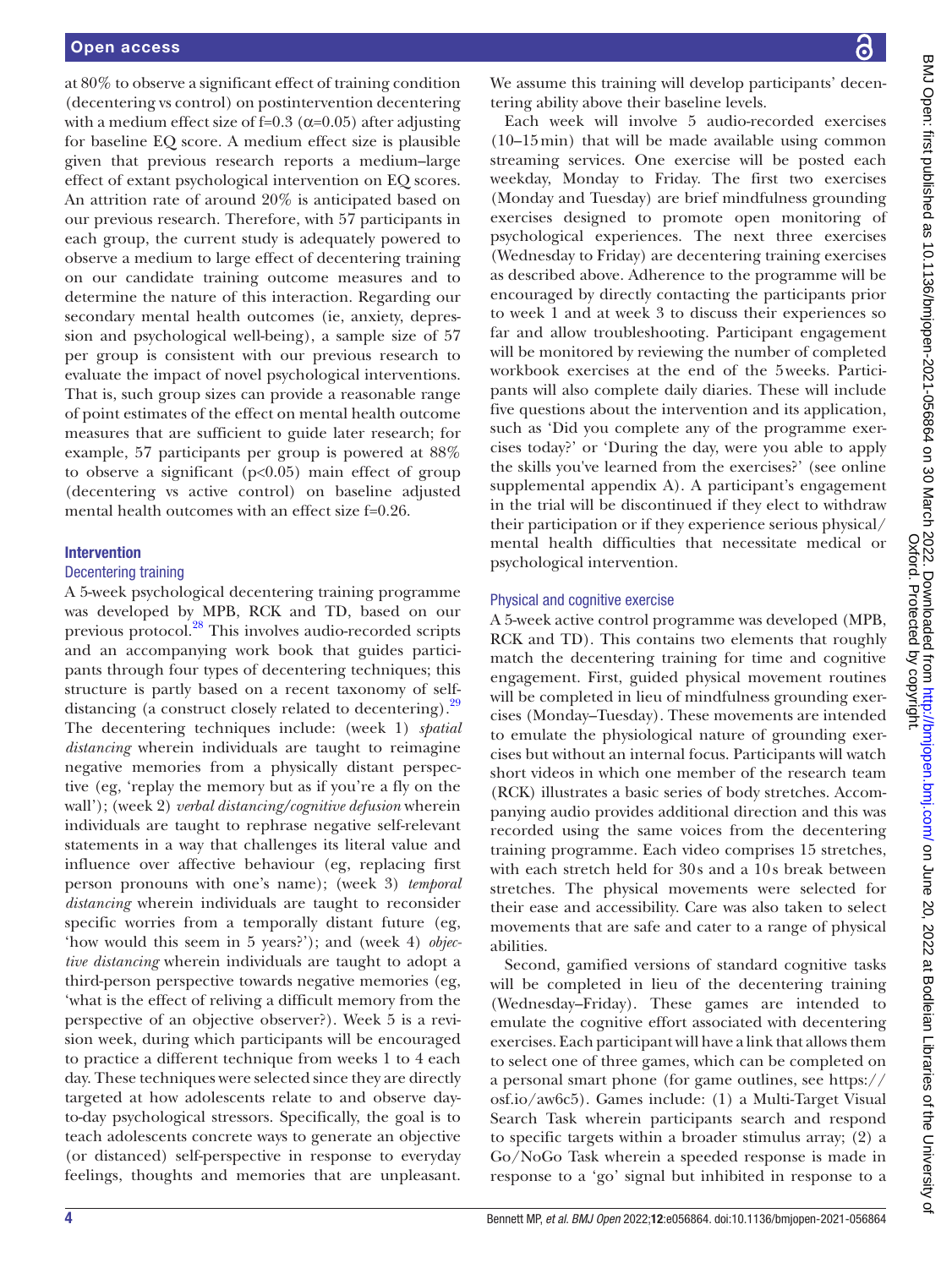at 80% to observe a significant effect of training condition (decentering vs control) on postintervention decentering with a medium effect size of f=0.3 (α=0.05) after adjusting for baseline EQ score. A medium effect size is plausible given that previous research reports a medium–large effect of extant psychological intervention on EQ scores. An attrition rate of around 20% is anticipated based on our previous research. Therefore, with 57 participants in each group, the current study is adequately powered to observe a medium to large effect of decentering training on our candidate training outcome measures and to determine the nature of this interaction. Regarding our secondary mental health outcomes (ie, anxiety, depression and psychological well-being), a sample size of 57 per group is consistent with our previous research to evaluate the impact of novel psychological interventions. That is, such group sizes can provide a reasonable range of point estimates of the effect on mental health outcome measures that are sufficient to guide later research; for example, 57 participants per group is powered at 88% to observe a significant ($p<0.05$) main effect of group (decentering vs active control) on baseline adjusted mental health outcomes with an effect size f=0.26.

## Intervention

### Decentering training

A 5-week psychological decentering training programme was developed by MPB, RCK and TD, based on our previous protocol.[28] This involves audio-recorded scripts and an accompanying work book that guides participants through four types of decentering techniques; this structure is partly based on a recent taxonomy of self-distancing (a construct closely related to decentering).[29] The decentering techniques include: (week 1) *spatial distancing* wherein individuals are taught to reimagine negative memories from a physically distant perspective (eg, 'replay the memory but as if you're a fly on the wall'); (week 2) *verbal distancing/cognitive defusion* wherein individuals are taught to rephrase negative self-relevant statements in a way that challenges its literal value and influence over affective behaviour (eg, replacing first person pronouns with one's name); (week 3) *temporal distancing* wherein individuals are taught to reconsider specific worries from a temporally distant future (eg, 'how would this seem in 5 years?'); and (week 4) *objective distancing* wherein individuals are taught to adopt a third-person perspective towards negative memories (eg, 'what is the effect of reliving a difficult memory from the perspective of an objective observer?). Week 5 is a revision week, during which participants will be encouraged to practice a different technique from weeks 1 to 4 each day. These techniques were selected since they are directly targeted at how adolescents relate to and observe day-to-day psychological stressors. Specifically, the goal is to teach adolescents concrete ways to generate an objective (or distanced) self-perspective in response to everyday feelings, thoughts and memories that are unpleasant. We assume this training will develop participants' decentering ability above their baseline levels.

Each week will involve 5 audio-recorded exercises (10–15 min) that will be made available using common streaming services. One exercise will be posted each weekday, Monday to Friday. The first two exercises (Monday and Tuesday) are brief mindfulness grounding exercises designed to promote open monitoring of psychological experiences. The next three exercises (Wednesday to Friday) are decentering training exercises as described above. Adherence to the programme will be encouraged by directly contacting the participants prior to week 1 and at week 3 to discuss their experiences so far and allow troubleshooting. Participant engagement will be monitored by reviewing the number of completed workbook exercises at the end of the 5 weeks. Participants will also complete daily diaries. These will include five questions about the intervention and its application, such as 'Did you complete any of the programme exercises today?' or 'During the day, were you able to apply the skills you've learned from the exercises?' (see online supplemental appendix A). A participant's engagement in the trial will be discontinued if they elect to withdraw their participation or if they experience serious physical/mental health difficulties that necessitate medical or psychological intervention.

### Physical and cognitive exercise

A 5-week active control programme was developed (MPB, RCK and TD). This contains two elements that roughly match the decentering training for time and cognitive engagement. First, guided physical movement routines will be completed in lieu of mindfulness grounding exercises (Monday–Tuesday). These movements are intended to emulate the physiological nature of grounding exercises but without an internal focus. Participants will watch short videos in which one member of the research team (RCK) illustrates a basic series of body stretches. Accompanying audio provides additional direction and this was recorded using the same voices from the decentering training programme. Each video comprises 15 stretches, with each stretch held for 30 s and a 10 s break between stretches. The physical movements were selected for their ease and accessibility. Care was also taken to select movements that are safe and cater to a range of physical abilities.

Second, gamified versions of standard cognitive tasks will be completed in lieu of the decentering training (Wednesday–Friday). These games are intended to emulate the cognitive effort associated with decentering exercises. Each participant will have a link that allows them to select one of three games, which can be completed on a personal smart phone (for game outlines, see https://osf.io/aw6c5). Games include: (1) a Multi-Target Visual Search Task wherein participants search and respond to specific targets within a broader stimulus array; (2) a Go/NoGo Task wherein a speeded response is made in response to a 'go' signal but inhibited in response to a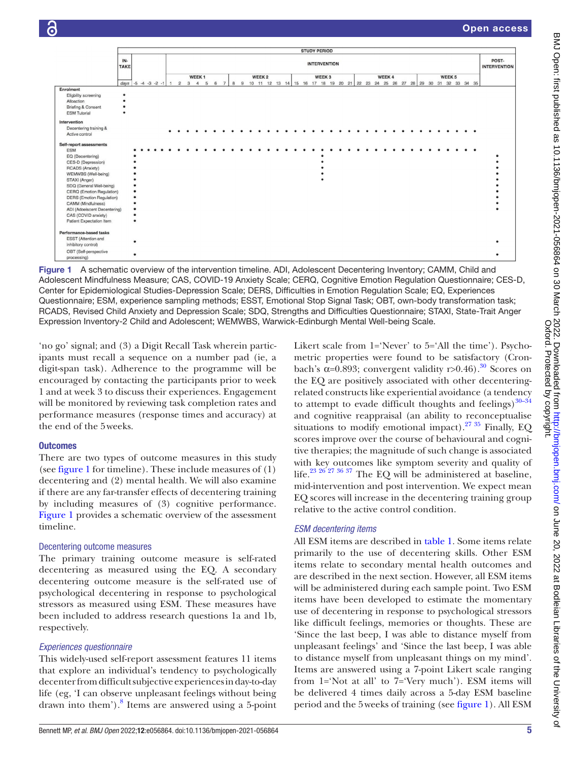Figure 1 A schematic overview of the intervention timeline. ADI, Adolescent Decentering Inventory; CAMM, Child and Adolescent Mindfulness Measure; CAS, COVID-19 Anxiety Scale; CERQ, Cognitive Emotion Regulation Questionnaire; CES-D, Center for Epidemiological Studies-Depression Scale; DERS, Difficulties in Emotion Regulation Scale; EQ, Experiences Questionnaire; ESM, experience sampling methods; ESST, Emotional Stop Signal Task; OBT, own-body transformation task; RCADS, Revised Child Anxiety and Depression Scale; SDQ, Strengths and Difficulties Questionnaire; STAXI, State-Trait Anger Expression Inventory-2 Child and Adolescent; WEMWBS, Warwick-Edinburgh Mental Well-being Scale.

'no go' signal; and (3) a Digit Recall Task wherein participants must recall a sequence on a number pad (ie, a digit-span task). Adherence to the programme will be encouraged by contacting the participants prior to week 1 and at week 3 to discuss their experiences. Engagement will be monitored by reviewing task completion rates and performance measures (response times and accuracy) at the end of the 5weeks.

## Outcomes

There are two types of outcome measures in this study (see figure 1 for timeline). These include measures of (1) decentering and (2) mental health. We will also examine if there are any far-transfer effects of decentering training by including measures of (3) cognitive performance. Figure 1 provides a schematic overview of the assessment timeline.

### Decentering outcome measures

The primary training outcome measure is self-rated decentering as measured using the EQ. A secondary decentering outcome measure is the self-rated use of psychological decentering in response to psychological stressors as measured using ESM. These measures have been included to address research questions 1a and 1b, respectively.

#### *Experiences questionnaire*

This widely-used self-report assessment features 11 items that explore an individual's tendency to psychologically decenter from difficult subjective experiences in day-to-day life (eg, 'I can observe unpleasant feelings without being drawn into them').[8] Items are answered using a 5-point Likert scale from 1='Never' to 5='All the time'). Psychometric properties were found to be satisfactory (Cronbach's $\alpha$=0.893; convergent validity r>0.46).[30] Scores on the EQ are positively associated with other decentering-related constructs like experiential avoidance (a tendency to attempt to evade difficult thoughts and feelings)[30–34] and cognitive reappraisal (an ability to reconceptualise situations to modify emotional impact).[27 35] Finally, EQ scores improve over the course of behavioural and cognitive therapies; the magnitude of such change is associated with key outcomes like symptom severity and quality of life.[23 26 27 36 37] The EQ will be administered at baseline, mid-intervention and post intervention. We expect mean EQ scores will increase in the decentering training group relative to the active control condition.

#### *ESM decentering items*

All ESM items are described in table 1. Some items relate primarily to the use of decentering skills. Other ESM items relate to secondary mental health outcomes and are described in the next section. However, all ESM items will be administered during each sample point. Two ESM items have been developed to estimate the momentary use of decentering in response to psychological stressors like difficult feelings, memories or thoughts. These are 'Since the last beep, I was able to distance myself from unpleasant feelings' and 'Since the last beep, I was able to distance myself from unpleasant things on my mind'. Items are answered using a 7-point Likert scale ranging from 1='Not at all' to 7='Very much'). ESM items will be delivered 4 times daily across a 5-day ESM baseline period and the 5weeks of training (see figure 1). All ESM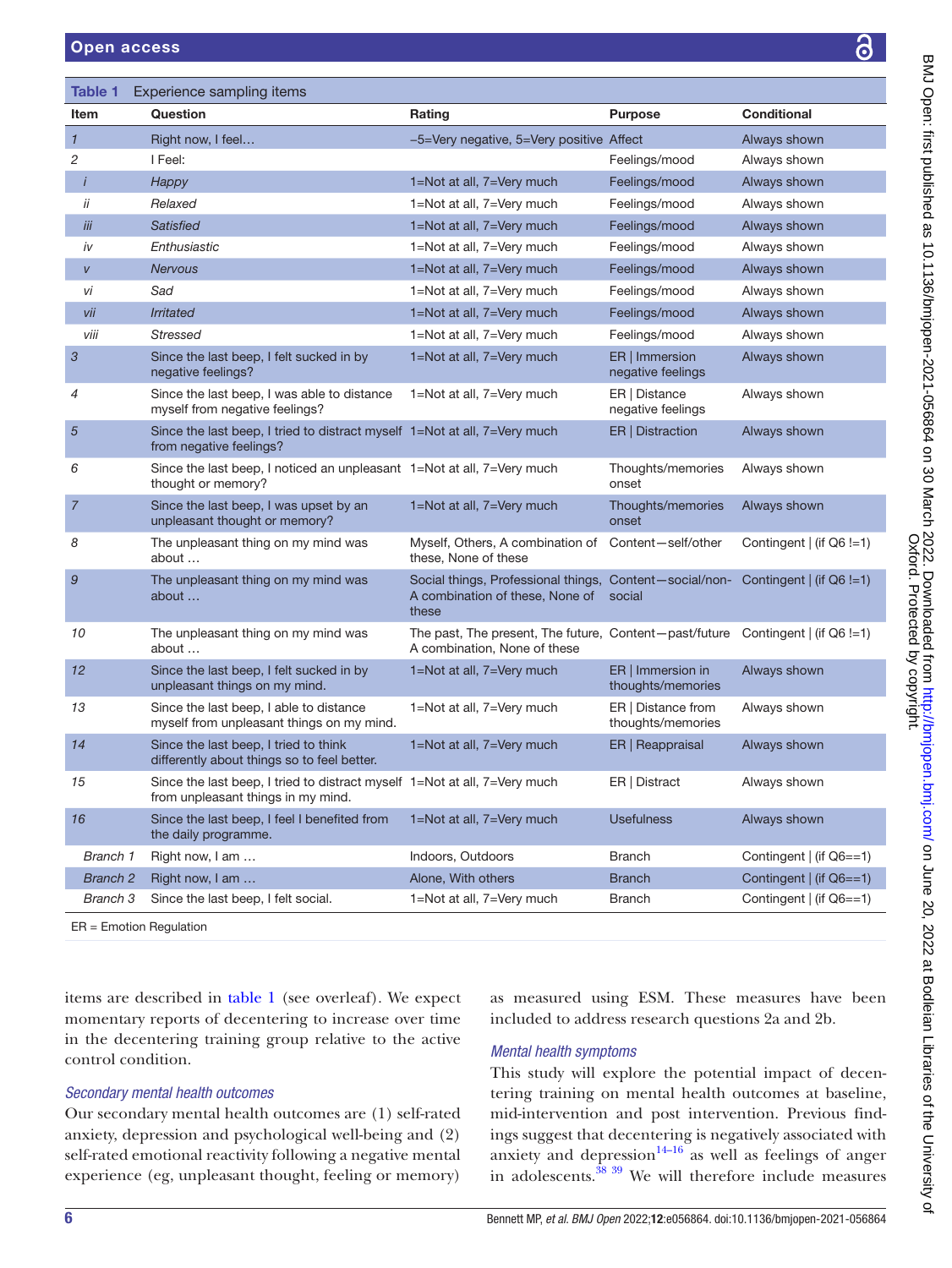**Table 1** Experience sampling items

| Item | Question | Rating | Purpose | Conditional |
|---|---|---|---|---|
| *1* | Right now, I feel… | −5=Very negative, 5=Very positive | Affect | Always shown |
| *2* | I Feel: | | Feelings/mood | Always shown |
| *i* | *Happy* | 1=Not at all, 7=Very much | Feelings/mood | Always shown |
| *ii* | *Relaxed* | 1=Not at all, 7=Very much | Feelings/mood | Always shown |
| *iii* | *Satisfied* | 1=Not at all, 7=Very much | Feelings/mood | Always shown |
| *iv* | *Enthusiastic* | 1=Not at all, 7=Very much | Feelings/mood | Always shown |
| *v* | *Nervous* | 1=Not at all, 7=Very much | Feelings/mood | Always shown |
| *vi* | *Sad* | 1=Not at all, 7=Very much | Feelings/mood | Always shown |
| *vii* | *Irritated* | 1=Not at all, 7=Very much | Feelings/mood | Always shown |
| *viii* | *Stressed* | 1=Not at all, 7=Very much | Feelings/mood | Always shown |
| *3* | Since the last beep, I felt sucked in by negative feelings? | 1=Not at all, 7=Very much | ER \| Immersion negative feelings | Always shown |
| *4* | Since the last beep, I was able to distance myself from negative feelings? | 1=Not at all, 7=Very much | ER \| Distance negative feelings | Always shown |
| *5* | Since the last beep, I tried to distract myself from negative feelings? | 1=Not at all, 7=Very much | ER \| Distraction | Always shown |
| *6* | Since the last beep, I noticed an unpleasant thought or memory? | 1=Not at all, 7=Very much | Thoughts/memories onset | Always shown |
| *7* | Since the last beep, I was upset by an unpleasant thought or memory? | 1=Not at all, 7=Very much | Thoughts/memories onset | Always shown |
| *8* | The unpleasant thing on my mind was about … | Myself, Others, A combination of these, None of these | Content—self/other | Contingent \| (if Q6 !=1) |
| *9* | The unpleasant thing on my mind was about … | Social things, Professional things, A combination of these, None of these | Content—social/non-social | Contingent \| (if Q6 !=1) |
| *10* | The unpleasant thing on my mind was about … | The past, The present, The future, A combination, None of these | Content—past/future | Contingent \| (if Q6 !=1) |
| *12* | Since the last beep, I felt sucked in by unpleasant things on my mind. | 1=Not at all, 7=Very much | ER \| Immersion in thoughts/memories | Always shown |
| *13* | Since the last beep, I able to distance myself from unpleasant things on my mind. | 1=Not at all, 7=Very much | ER \| Distance from thoughts/memories | Always shown |
| *14* | Since the last beep, I tried to think differently about things so to feel better. | 1=Not at all, 7=Very much | ER \| Reappraisal | Always shown |
| *15* | Since the last beep, I tried to distract myself from unpleasant things in my mind. | 1=Not at all, 7=Very much | ER \| Distract | Always shown |
| *16* | Since the last beep, I feel I benefited from the daily programme. | 1=Not at all, 7=Very much | Usefulness | Always shown |
| *Branch 1* | Right now, I am … | Indoors, Outdoors | Branch | Contingent \| (if Q6==1) |
| *Branch 2* | Right now, I am … | Alone, With others | Branch | Contingent \| (if Q6==1) |
| *Branch 3* | Since the last beep, I felt social. | 1=Not at all, 7=Very much | Branch | Contingent \| (if Q6==1) |

ER = Emotion Regulation

items are described in table 1 (see overleaf). We expect momentary reports of decentering to increase over time in the decentering training group relative to the active control condition.

### *Secondary mental health outcomes*

Our secondary mental health outcomes are (1) self-rated anxiety, depression and psychological well-being and (2) self-rated emotional reactivity following a negative mental experience (eg, unpleasant thought, feeling or memory) as measured using ESM. These measures have been included to address research questions 2a and 2b.

### *Mental health symptoms*

This study will explore the potential impact of decentering training on mental health outcomes at baseline, mid-intervention and post intervention. Previous findings suggest that decentering is negatively associated with anxiety and depression[14–16] as well as feelings of anger in adolescents.[38 39] We will therefore include measures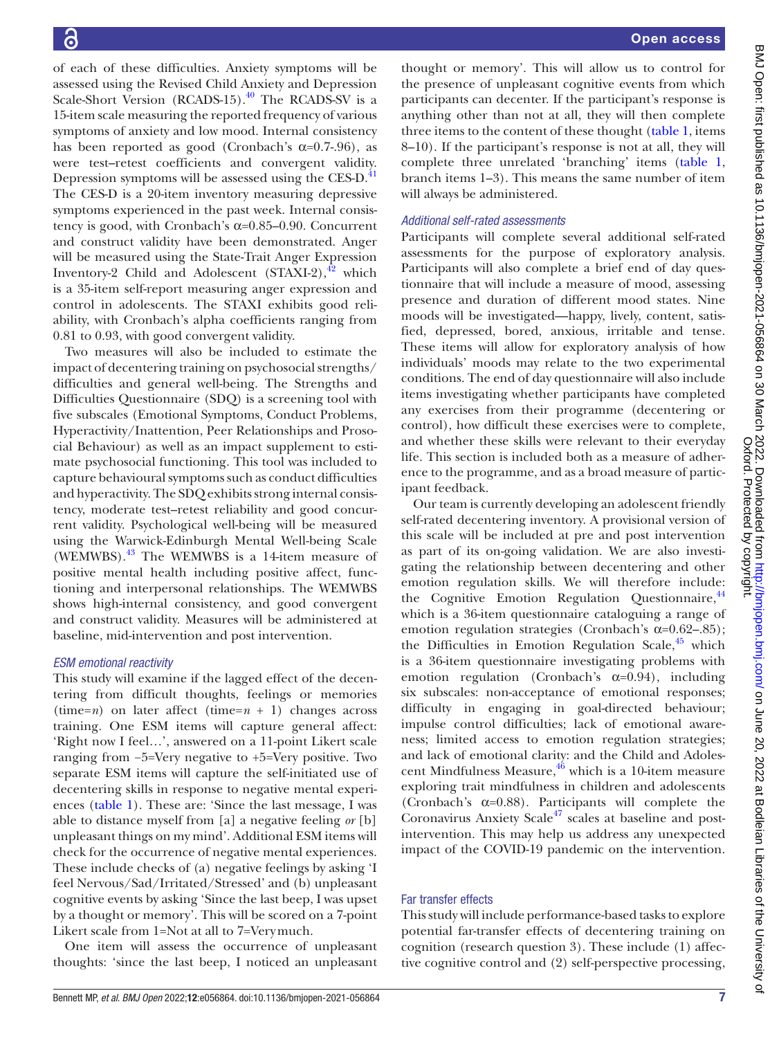of each of these difficulties. Anxiety symptoms will be assessed using the Revised Child Anxiety and Depression Scale-Short Version (RCADS-15).[40] The RCADS-SV is a 15-item scale measuring the reported frequency of various symptoms of anxiety and low mood. Internal consistency has been reported as good (Cronbach's α=0.7-.96), as were test–retest coefficients and convergent validity. Depression symptoms will be assessed using the CES-D.[41] The CES-D is a 20-item inventory measuring depressive symptoms experienced in the past week. Internal consistency is good, with Cronbach's α=0.85–0.90. Concurrent and construct validity have been demonstrated. Anger will be measured using the State-Trait Anger Expression Inventory-2 Child and Adolescent (STAXI-2),[42] which is a 35-item self-report measuring anger expression and control in adolescents. The STAXI exhibits good reliability, with Cronbach's alpha coefficients ranging from 0.81 to 0.93, with good convergent validity.

Two measures will also be included to estimate the impact of decentering training on psychosocial strengths/difficulties and general well-being. The Strengths and Difficulties Questionnaire (SDQ) is a screening tool with five subscales (Emotional Symptoms, Conduct Problems, Hyperactivity/Inattention, Peer Relationships and Prosocial Behaviour) as well as an impact supplement to estimate psychosocial functioning. This tool was included to capture behavioural symptoms such as conduct difficulties and hyperactivity. The SDQ exhibits strong internal consistency, moderate test–retest reliability and good concurrent validity. Psychological well-being will be measured using the Warwick-Edinburgh Mental Well-being Scale (WEMWBS).[43] The WEMWBS is a 14-item measure of positive mental health including positive affect, functioning and interpersonal relationships. The WEMWBS shows high-internal consistency, and good convergent and construct validity. Measures will be administered at baseline, mid-intervention and post intervention.

### *ESM emotional reactivity*

This study will examine if the lagged effect of the decentering from difficult thoughts, feelings or memories (time=*n*) on later affect (time=*n* + 1) changes across training. One ESM items will capture general affect: 'Right now I feel…', answered on a 11-point Likert scale ranging from −5=Very negative to +5=Very positive. Two separate ESM items will capture the self-initiated use of decentering skills in response to negative mental experiences (table 1). These are: 'Since the last message, I was able to distance myself from [a] a negative feeling *or* [b] unpleasant things on my mind'. Additional ESM items will check for the occurrence of negative mental experiences. These include checks of (a) negative feelings by asking 'I feel Nervous/Sad/Irritated/Stressed' and (b) unpleasant cognitive events by asking 'Since the last beep, I was upset by a thought or memory'. This will be scored on a 7-point Likert scale from 1=Not at all to 7=Very much.

One item will assess the occurrence of unpleasant thoughts: 'since the last beep, I noticed an unpleasant thought or memory'. This will allow us to control for the presence of unpleasant cognitive events from which participants can decenter. If the participant's response is anything other than not at all, they will then complete three items to the content of these thought (table 1, items 8–10). If the participant's response is not at all, they will complete three unrelated 'branching' items (table 1, branch items 1–3). This means the same number of item will always be administered.

### *Additional self-rated assessments*

Participants will complete several additional self-rated assessments for the purpose of exploratory analysis. Participants will also complete a brief end of day questionnaire that will include a measure of mood, assessing presence and duration of different mood states. Nine moods will be investigated—happy, lively, content, satisfied, depressed, bored, anxious, irritable and tense. These items will allow for exploratory analysis of how individuals' moods may relate to the two experimental conditions. The end of day questionnaire will also include items investigating whether participants have completed any exercises from their programme (decentering or control), how difficult these exercises were to complete, and whether these skills were relevant to their everyday life. This section is included both as a measure of adherence to the programme, and as a broad measure of participant feedback.

Our team is currently developing an adolescent friendly self-rated decentering inventory. A provisional version of this scale will be included at pre and post intervention as part of its on-going validation. We are also investigating the relationship between decentering and other emotion regulation skills. We will therefore include: the Cognitive Emotion Regulation Questionnaire,[44] which is a 36-item questionnaire cataloguing a range of emotion regulation strategies (Cronbach's α=0.62–.85); the Difficulties in Emotion Regulation Scale,[45] which is a 36-item questionnaire investigating problems with emotion regulation (Cronbach's α=0.94), including six subscales: non-acceptance of emotional responses; difficulty in engaging in goal-directed behaviour; impulse control difficulties; lack of emotional awareness; limited access to emotion regulation strategies; and lack of emotional clarity: and the Child and Adolescent Mindfulness Measure,[46] which is a 10-item measure exploring trait mindfulness in children and adolescents (Cronbach's α=0.88). Participants will complete the Coronavirus Anxiety Scale[47] scales at baseline and post-intervention. This may help us address any unexpected impact of the COVID-19 pandemic on the intervention.

## Far transfer effects

This study will include performance-based tasks to explore potential far-transfer effects of decentering training on cognition (research question 3). These include (1) affective cognitive control and (2) self-perspective processing,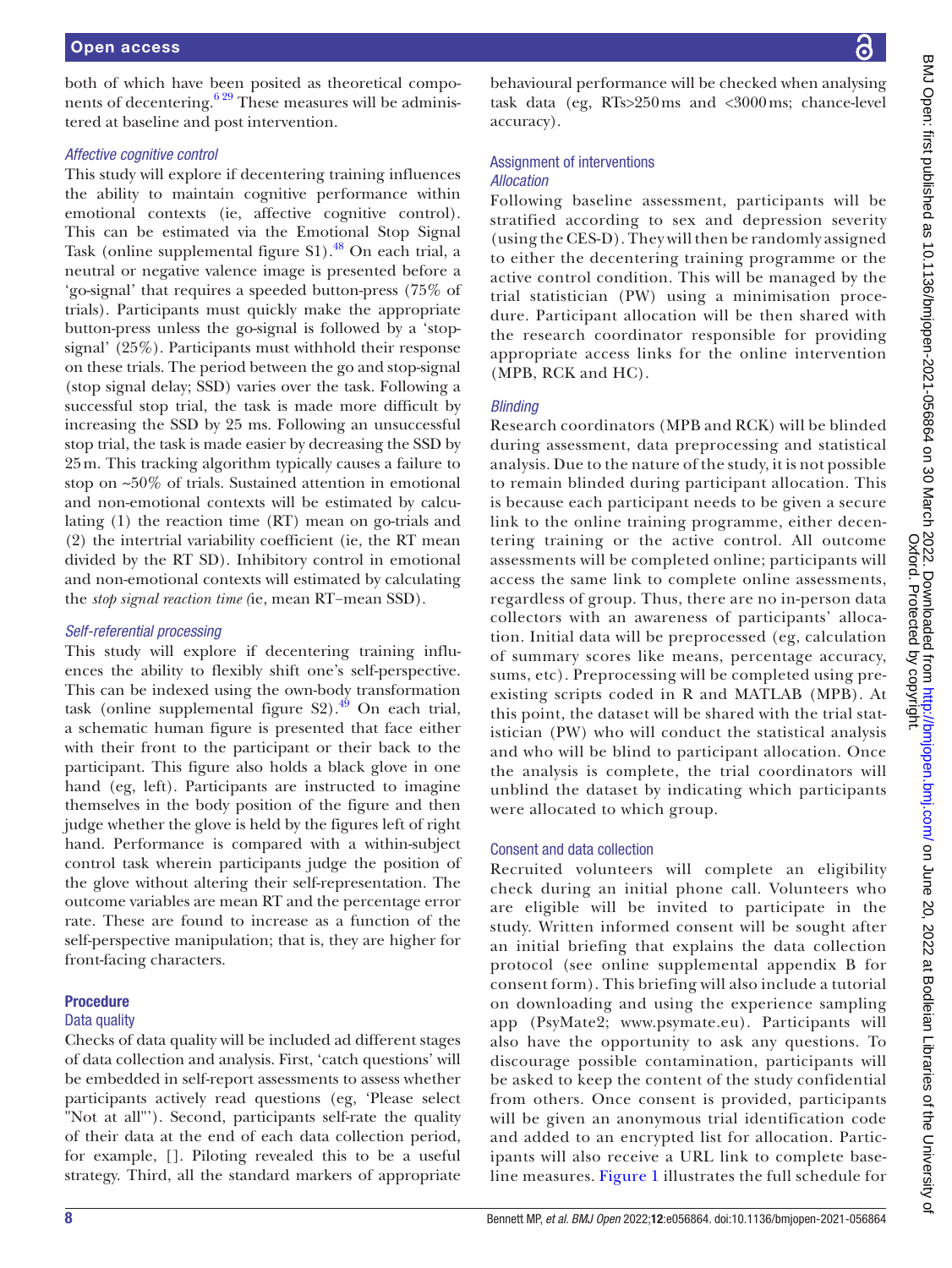both of which have been posited as theoretical components of decentering.[6 29] These measures will be administered at baseline and post intervention.

### *Affective cognitive control*

This study will explore if decentering training influences the ability to maintain cognitive performance within emotional contexts (ie, affective cognitive control). This can be estimated via the Emotional Stop Signal Task (online supplemental figure S1).[48] On each trial, a neutral or negative valence image is presented before a 'go-signal' that requires a speeded button-press (75% of trials). Participants must quickly make the appropriate button-press unless the go-signal is followed by a 'stop-signal' (25%). Participants must withhold their response on these trials. The period between the go and stop-signal (stop signal delay; SSD) varies over the task. Following a successful stop trial, the task is made more difficult by increasing the SSD by 25 ms. Following an unsuccessful stop trial, the task is made easier by decreasing the SSD by 25m. This tracking algorithm typically causes a failure to stop on ~50% of trials. Sustained attention in emotional and non-emotional contexts will be estimated by calculating (1) the reaction time (RT) mean on go-trials and (2) the intertrial variability coefficient (ie, the RT mean divided by the RT SD). Inhibitory control in emotional and non-emotional contexts will estimated by calculating the *stop signal reaction time (*ie, mean RT–mean SSD).

### *Self-referential processing*

This study will explore if decentering training influences the ability to flexibly shift one's self-perspective. This can be indexed using the own-body transformation task (online supplemental figure S2).[49] On each trial, a schematic human figure is presented that face either with their front to the participant or their back to the participant. This figure also holds a black glove in one hand (eg, left). Participants are instructed to imagine themselves in the body position of the figure and then judge whether the glove is held by the figures left of right hand. Performance is compared with a within-subject control task wherein participants judge the position of the glove without altering their self-representation. The outcome variables are mean RT and the percentage error rate. These are found to increase as a function of the self-perspective manipulation; that is, they are higher for front-facing characters.

## Procedure

### Data quality

Checks of data quality will be included ad different stages of data collection and analysis. First, 'catch questions' will be embedded in self-report assessments to assess whether participants actively read questions (eg, 'Please select "Not at all"'). Second, participants self-rate the quality of their data at the end of each data collection period, for example, []. Piloting revealed this to be a useful strategy. Third, all the standard markers of appropriate behavioural performance will be checked when analysing task data (eg, RTs>250 ms and <3000 ms; chance-level accuracy).

### Assignment of interventions

#### *Allocation*

Following baseline assessment, participants will be stratified according to sex and depression severity (using the CES-D). They will then be randomly assigned to either the decentering training programme or the active control condition. This will be managed by the trial statistician (PW) using a minimisation procedure. Participant allocation will be then shared with the research coordinator responsible for providing appropriate access links for the online intervention (MPB, RCK and HC).

#### *Blinding*

Research coordinators (MPB and RCK) will be blinded during assessment, data preprocessing and statistical analysis. Due to the nature of the study, it is not possible to remain blinded during participant allocation. This is because each participant needs to be given a secure link to the online training programme, either decentering training or the active control. All outcome assessments will be completed online; participants will access the same link to complete online assessments, regardless of group. Thus, there are no in-person data collectors with an awareness of participants' allocation. Initial data will be preprocessed (eg, calculation of summary scores like means, percentage accuracy, sums, etc). Preprocessing will be completed using pre-existing scripts coded in R and MATLAB (MPB). At this point, the dataset will be shared with the trial statistician (PW) who will conduct the statistical analysis and who will be blind to participant allocation. Once the analysis is complete, the trial coordinators will unblind the dataset by indicating which participants were allocated to which group.

### Consent and data collection

Recruited volunteers will complete an eligibility check during an initial phone call. Volunteers who are eligible will be invited to participate in the study. Written informed consent will be sought after an initial briefing that explains the data collection protocol (see online supplemental appendix B for consent form). This briefing will also include a tutorial on downloading and using the experience sampling app (PsyMate2; www.psymate.eu). Participants will also have the opportunity to ask any questions. To discourage possible contamination, participants will be asked to keep the content of the study confidential from others. Once consent is provided, participants will be given an anonymous trial identification code and added to an encrypted list for allocation. Participants will also receive a URL link to complete baseline measures. Figure 1 illustrates the full schedule for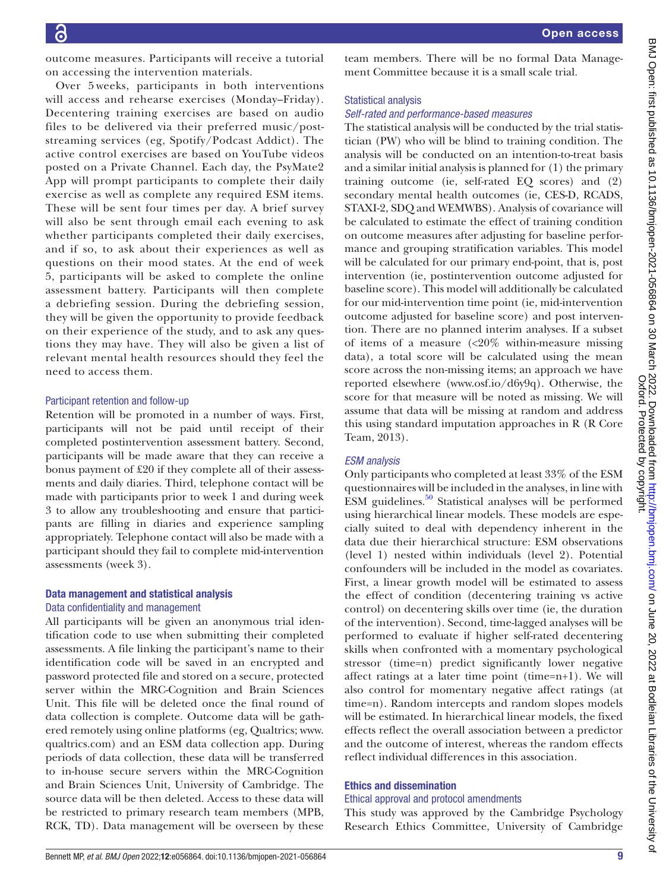outcome measures. Participants will receive a tutorial on accessing the intervention materials.

Over 5 weeks, participants in both interventions will access and rehearse exercises (Monday–Friday). Decentering training exercises are based on audio files to be delivered via their preferred music/post-streaming services (eg, Spotify/Podcast Addict). The active control exercises are based on YouTube videos posted on a Private Channel. Each day, the PsyMate2 App will prompt participants to complete their daily exercise as well as complete any required ESM items. These will be sent four times per day. A brief survey will also be sent through email each evening to ask whether participants completed their daily exercises, and if so, to ask about their experiences as well as questions on their mood states. At the end of week 5, participants will be asked to complete the online assessment battery. Participants will then complete a debriefing session. During the debriefing session, they will be given the opportunity to provide feedback on their experience of the study, and to ask any questions they may have. They will also be given a list of relevant mental health resources should they feel the need to access them.

### Participant retention and follow-up

Retention will be promoted in a number of ways. First, participants will not be paid until receipt of their completed postintervention assessment battery. Second, participants will be made aware that they can receive a bonus payment of £20 if they complete all of their assessments and daily diaries. Third, telephone contact will be made with participants prior to week 1 and during week 3 to allow any troubleshooting and ensure that participants are filling in diaries and experience sampling appropriately. Telephone contact will also be made with a participant should they fail to complete mid-intervention assessments (week 3).

## Data management and statistical analysis

### Data confidentiality and management

All participants will be given an anonymous trial identification code to use when submitting their completed assessments. A file linking the participant's name to their identification code will be saved in an encrypted and password protected file and stored on a secure, protected server within the MRC-Cognition and Brain Sciences Unit. This file will be deleted once the final round of data collection is complete. Outcome data will be gathered remotely using online platforms (eg, Qualtrics; www.qualtrics.com) and an ESM data collection app. During periods of data collection, these data will be transferred to in-house secure servers within the MRC-Cognition and Brain Sciences Unit, University of Cambridge. The source data will be then deleted. Access to these data will be restricted to primary research team members (MPB, RCK, TD). Data management will be overseen by these team members. There will be no formal Data Management Committee because it is a small scale trial.

### Statistical analysis

#### *Self-rated and performance-based measures*

The statistical analysis will be conducted by the trial statistician (PW) who will be blind to training condition. The analysis will be conducted on an intention-to-treat basis and a similar initial analysis is planned for (1) the primary training outcome (ie, self-rated EQ scores) and (2) secondary mental health outcomes (ie, CES-D, RCADS, STAXI-2, SDQ and WEMWBS). Analysis of covariance will be calculated to estimate the effect of training condition on outcome measures after adjusting for baseline performance and grouping stratification variables. This model will be calculated for our primary end-point, that is, post intervention (ie, postintervention outcome adjusted for baseline score). This model will additionally be calculated for our mid-intervention time point (ie, mid-intervention outcome adjusted for baseline score) and post intervention. There are no planned interim analyses. If a subset of items of a measure (<20% within-measure missing data), a total score will be calculated using the mean score across the non-missing items; an approach we have reported elsewhere (www.osf.io/d6y9q). Otherwise, the score for that measure will be noted as missing. We will assume that data will be missing at random and address this using standard imputation approaches in R (R Core Team, 2013).

#### *ESM analysis*

Only participants who completed at least 33% of the ESM questionnaires will be included in the analyses, in line with ESM guidelines.[50] Statistical analyses will be performed using hierarchical linear models. These models are especially suited to deal with dependency inherent in the data due their hierarchical structure: ESM observations (level 1) nested within individuals (level 2). Potential confounders will be included in the model as covariates. First, a linear growth model will be estimated to assess the effect of condition (decentering training vs active control) on decentering skills over time (ie, the duration of the intervention). Second, time-lagged analyses will be performed to evaluate if higher self-rated decentering skills when confronted with a momentary psychological stressor (time=n) predict significantly lower negative affect ratings at a later time point (time=n+1). We will also control for momentary negative affect ratings (at time=n). Random intercepts and random slopes models will be estimated. In hierarchical linear models, the fixed effects reflect the overall association between a predictor and the outcome of interest, whereas the random effects reflect individual differences in this association.

## Ethics and dissemination

### Ethical approval and protocol amendments

This study was approved by the Cambridge Psychology Research Ethics Committee, University of Cambridge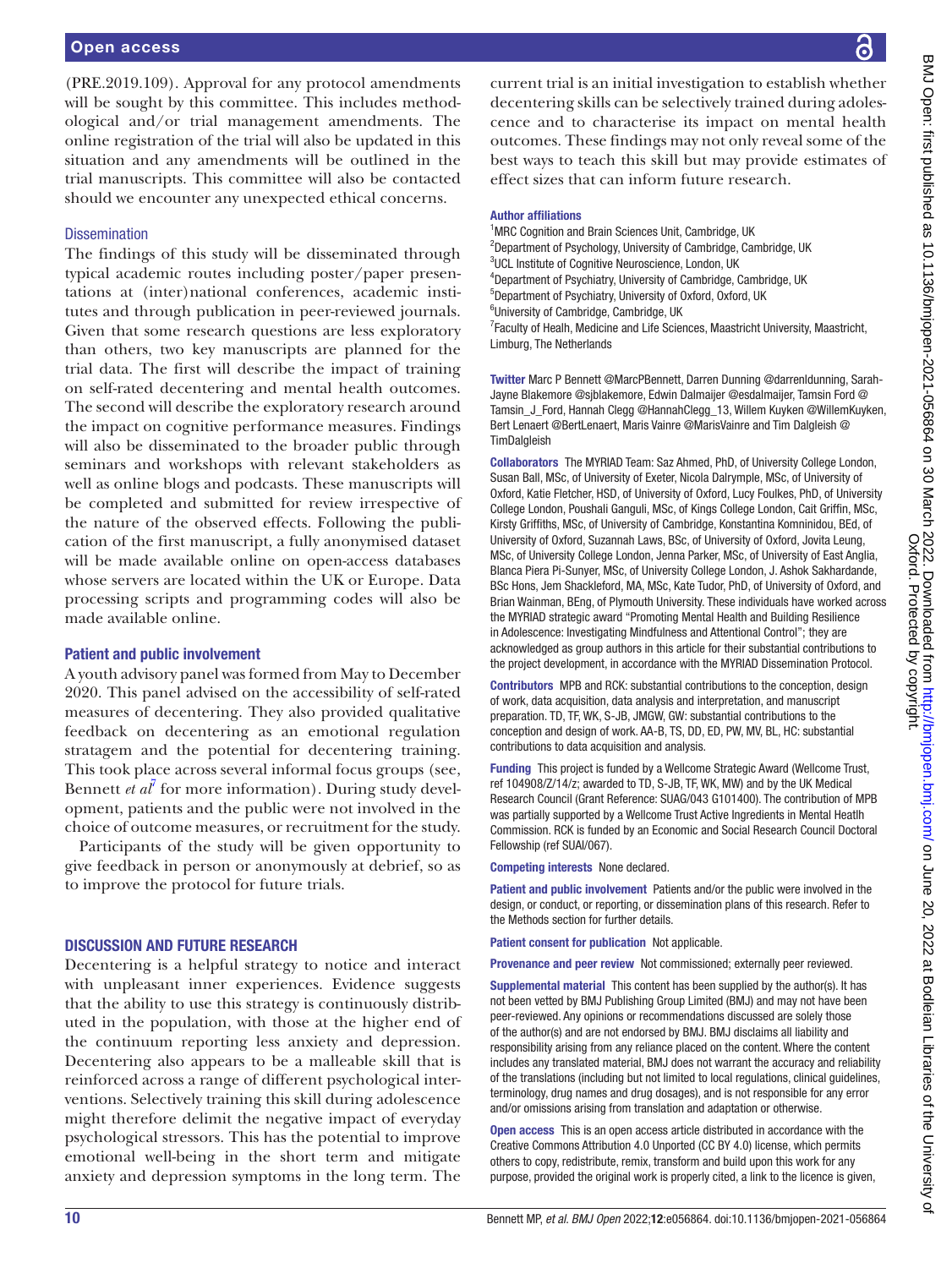(PRE.2019.109). Approval for any protocol amendments will be sought by this committee. This includes methodological and/or trial management amendments. The online registration of the trial will also be updated in this situation and any amendments will be outlined in the trial manuscripts. This committee will also be contacted should we encounter any unexpected ethical concerns.

### Dissemination

The findings of this study will be disseminated through typical academic routes including poster/paper presentations at (inter)national conferences, academic institutes and through publication in peer-reviewed journals. Given that some research questions are less exploratory than others, two key manuscripts are planned for the trial data. The first will describe the impact of training on self-rated decentering and mental health outcomes. The second will describe the exploratory research around the impact on cognitive performance measures. Findings will also be disseminated to the broader public through seminars and workshops with relevant stakeholders as well as online blogs and podcasts. These manuscripts will be completed and submitted for review irrespective of the nature of the observed effects. Following the publication of the first manuscript, a fully anonymised dataset will be made available online on open-access databases whose servers are located within the UK or Europe. Data processing scripts and programming codes will also be made available online.

### Patient and public involvement

A youth advisory panel was formed from May to December 2020. This panel advised on the accessibility of self-rated measures of decentering. They also provided qualitative feedback on decentering as an emotional regulation stratagem and the potential for decentering training. This took place across several informal focus groups (see, Bennett *et al*[7] for more information). During study development, patients and the public were not involved in the choice of outcome measures, or recruitment for the study.

Participants of the study will be given opportunity to give feedback in person or anonymously at debrief, so as to improve the protocol for future trials.

## DISCUSSION AND FUTURE RESEARCH

Decentering is a helpful strategy to notice and interact with unpleasant inner experiences. Evidence suggests that the ability to use this strategy is continuously distributed in the population, with those at the higher end of the continuum reporting less anxiety and depression. Decentering also appears to be a malleable skill that is reinforced across a range of different psychological interventions. Selectively training this skill during adolescence might therefore delimit the negative impact of everyday psychological stressors. This has the potential to improve emotional well-being in the short term and mitigate anxiety and depression symptoms in the long term. The current trial is an initial investigation to establish whether decentering skills can be selectively trained during adolescence and to characterise its impact on mental health outcomes. These findings may not only reveal some of the best ways to teach this skill but may provide estimates of effect sizes that can inform future research.

**Author affiliations**
[1]MRC Cognition and Brain Sciences Unit, Cambridge, UK
[2]Department of Psychology, University of Cambridge, Cambridge, UK
[3]UCL Institute of Cognitive Neuroscience, London, UK
[4]Department of Psychiatry, University of Cambridge, Cambridge, UK
[5]Department of Psychiatry, University of Oxford, Oxford, UK
[6]University of Cambridge, Cambridge, UK
[7]Faculty of Healh, Medicine and Life Sciences, Maastricht University, Maastricht, Limburg, The Netherlands

**Twitter** Marc P Bennett @MarcPBennett, Darren Dunning @darrenldunning, Sarah-Jayne Blakemore @sjblakemore, Edwin Dalmaijer @esdalmaijer, Tamsin Ford @Tamsin_J_Ford, Hannah Clegg @HannahClegg_13, Willem Kuyken @WillemKuyken, Bert Lenaert @BertLenaert, Maris Vainre @MarisVainre and Tim Dalgleish @TimDalgleish

**Collaborators** The MYRIAD Team: Saz Ahmed, PhD, of University College London, Susan Ball, MSc, of University of Exeter, Nicola Dalrymple, MSc, of University of Oxford, Katie Fletcher, HSD, of University of Oxford, Lucy Foulkes, PhD, of University College London, Poushali Ganguli, MSc, of Kings College London, Cait Griffin, MSc, Kirsty Griffiths, MSc, of University of Cambridge, Konstantina Komninidou, BEd, of University of Oxford, Suzannah Laws, BSc, of University of Oxford, Jovita Leung, MSc, of University College London, Jenna Parker, MSc, of University of East Anglia, Blanca Piera Pi-Sunyer, MSc, of University College London, J. Ashok Sakhardande, BSc Hons, Jem Shackleford, MA, MSc, Kate Tudor, PhD, of University of Oxford, and Brian Wainman, BEng, of Plymouth University. These individuals have worked across the MYRIAD strategic award "Promoting Mental Health and Building Resilience in Adolescence: Investigating Mindfulness and Attentional Control"; they are acknowledged as group authors in this article for their substantial contributions to the project development, in accordance with the MYRIAD Dissemination Protocol.

**Contributors** MPB and RCK: substantial contributions to the conception, design of work, data acquisition, data analysis and interpretation, and manuscript preparation. TD, TF, WK, S-JB, JMGW, GW: substantial contributions to the conception and design of work. AA-B, TS, DD, ED, PW, MV, BL, HC: substantial contributions to data acquisition and analysis.

**Funding** This project is funded by a Wellcome Strategic Award (Wellcome Trust, ref 104908/Z/14/z; awarded to TD, S-JB, TF, WK, MW) and by the UK Medical Research Council (Grant Reference: SUAG/043 G101400). The contribution of MPB was partially supported by a Wellcome Trust Active Ingredients in Mental Heatlh Commission. RCK is funded by an Economic and Social Research Council Doctoral Fellowship (ref SUAI/067).

**Competing interests** None declared.

**Patient and public involvement** Patients and/or the public were involved in the design, or conduct, or reporting, or dissemination plans of this research. Refer to the Methods section for further details.

**Patient consent for publication** Not applicable.

**Provenance and peer review** Not commissioned; externally peer reviewed.

**Supplemental material** This content has been supplied by the author(s). It has not been vetted by BMJ Publishing Group Limited (BMJ) and may not have been peer-reviewed. Any opinions or recommendations discussed are solely those of the author(s) and are not endorsed by BMJ. BMJ disclaims all liability and responsibility arising from any reliance placed on the content. Where the content includes any translated material, BMJ does not warrant the accuracy and reliability of the translations (including but not limited to local regulations, clinical guidelines, terminology, drug names and drug dosages), and is not responsible for any error and/or omissions arising from translation and adaptation or otherwise.

**Open access** This is an open access article distributed in accordance with the Creative Commons Attribution 4.0 Unported (CC BY 4.0) license, which permits others to copy, redistribute, remix, transform and build upon this work for any purpose, provided the original work is properly cited, a link to the licence is given,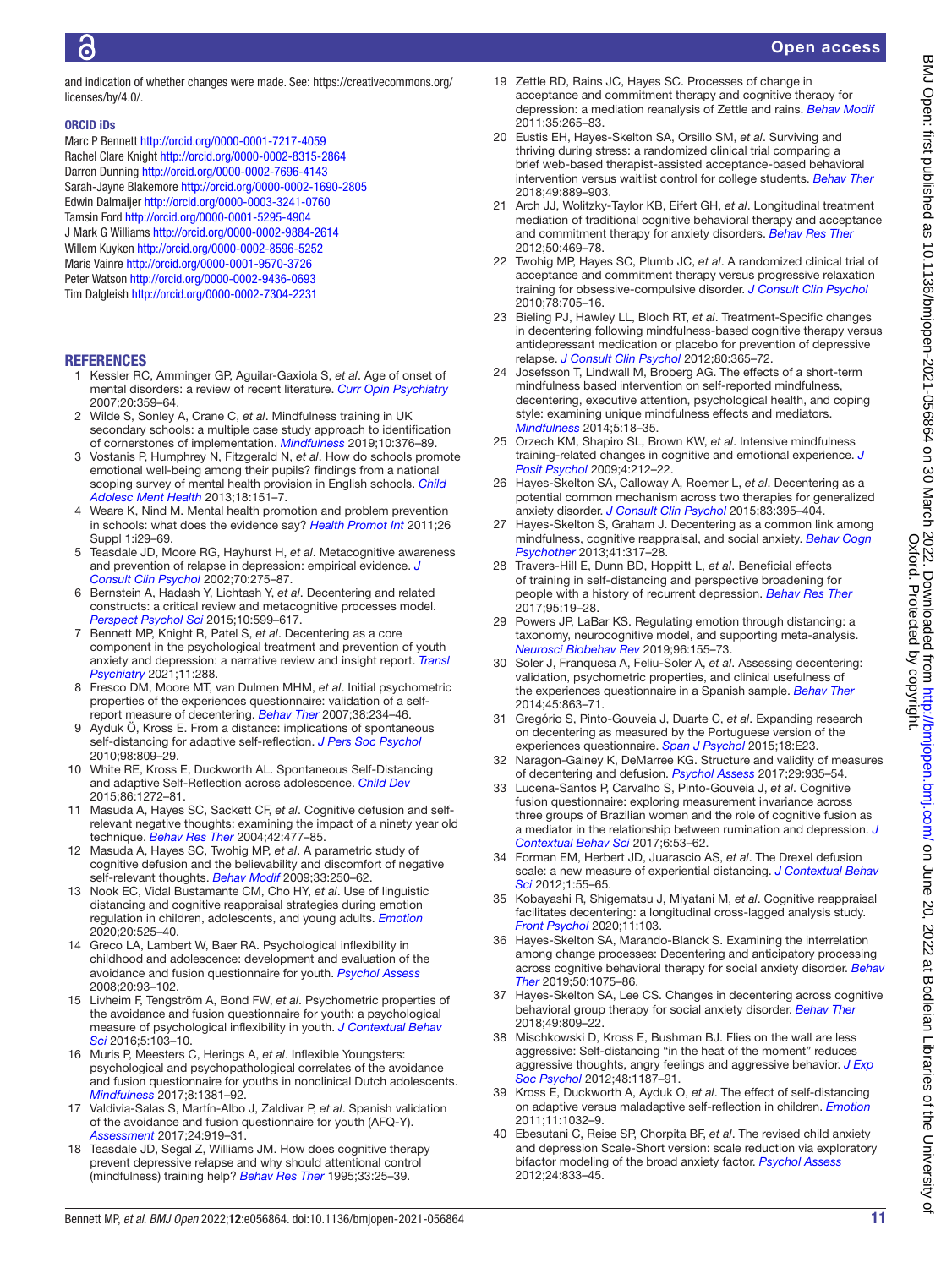and indication of whether changes were made. See: https://creativecommons.org/licenses/by/4.0/.

### ORCID iDs

Marc P Bennett http://orcid.org/0000-0001-7217-4059
Rachel Clare Knight http://orcid.org/0000-0002-8315-2864
Darren Dunning http://orcid.org/0000-0002-7696-4143
Sarah-Jayne Blakemore http://orcid.org/0000-0002-1690-2805
Edwin Dalmaijer http://orcid.org/0000-0003-3241-0760
Tamsin Ford http://orcid.org/0000-0001-5295-4904
J Mark G Williams http://orcid.org/0000-0002-9884-2614
Willem Kuyken http://orcid.org/0000-0002-8596-5252
Maris Vainre http://orcid.org/0000-0001-9570-3726
Peter Watson http://orcid.org/0000-0002-9436-0693
Tim Dalgleish http://orcid.org/0000-0002-7304-2231

## REFERENCES

1. Kessler RC, Amminger GP, Aguilar-Gaxiola S, *et al*. Age of onset of mental disorders: a review of recent literature. *Curr Opin Psychiatry* 2007;20:359–64.
2. Wilde S, Sonley A, Crane C, *et al*. Mindfulness training in UK secondary schools: a multiple case study approach to identification of cornerstones of implementation. *Mindfulness* 2019;10:376–89.
3. Vostanis P, Humphrey N, Fitzgerald N, *et al*. How do schools promote emotional well-being among their pupils? findings from a national scoping survey of mental health provision in English schools. *Child Adolesc Ment Health* 2013;18:151–7.
4. Weare K, Nind M. Mental health promotion and problem prevention in schools: what does the evidence say? *Health Promot Int* 2011;26 Suppl 1:i29–69.
5. Teasdale JD, Moore RG, Hayhurst H, *et al*. Metacognitive awareness and prevention of relapse in depression: empirical evidence. *J Consult Clin Psychol* 2002;70:275–87.
6. Bernstein A, Hadash Y, Lichtash Y, *et al*. Decentering and related constructs: a critical review and metacognitive processes model. *Perspect Psychol Sci* 2015;10:599–617.
7. Bennett MP, Knight R, Patel S, *et al*. Decentering as a core component in the psychological treatment and prevention of youth anxiety and depression: a narrative review and insight report. *Transl Psychiatry* 2021;11:288.
8. Fresco DM, Moore MT, van Dulmen MHM, *et al*. Initial psychometric properties of the experiences questionnaire: validation of a self-report measure of decentering. *Behav Ther* 2007;38:234–46.
9. Ayduk Ö, Kross E. From a distance: implications of spontaneous self-distancing for adaptive self-reflection. *J Pers Soc Psychol* 2010;98:809–29.
10. White RE, Kross E, Duckworth AL. Spontaneous Self-Distancing and adaptive Self-Reflection across adolescence. *Child Dev* 2015;86:1272–81.
11. Masuda A, Hayes SC, Sackett CF, *et al*. Cognitive defusion and self-relevant negative thoughts: examining the impact of a ninety year old technique. *Behav Res Ther* 2004;42:477–85.
12. Masuda A, Hayes SC, Twohig MP, *et al*. A parametric study of cognitive defusion and the believability and discomfort of negative self-relevant thoughts. *Behav Modif* 2009;33:250–62.
13. Nook EC, Vidal Bustamante CM, Cho HY, *et al*. Use of linguistic distancing and cognitive reappraisal strategies during emotion regulation in children, adolescents, and young adults. *Emotion* 2020;20:525–40.
14. Greco LA, Lambert W, Baer RA. Psychological inflexibility in childhood and adolescence: development and evaluation of the avoidance and fusion questionnaire for youth. *Psychol Assess* 2008;20:93–102.
15. Livheim F, Tengström A, Bond FW, *et al*. Psychometric properties of the avoidance and fusion questionnaire for youth: a psychological measure of psychological inflexibility in youth. *J Contextual Behav Sci* 2016;5:103–10.
16. Muris P, Meesters C, Herings A, *et al*. Inflexible Youngsters: psychological and psychopathological correlates of the avoidance and fusion questionnaire for youths in nonclinical Dutch adolescents. *Mindfulness* 2017;8:1381–92.
17. Valdivia-Salas S, Martín-Albo J, Zaldivar P, *et al*. Spanish validation of the avoidance and fusion questionnaire for youth (AFQ-Y). *Assessment* 2017;24:919–31.
18. Teasdale JD, Segal Z, Williams JM. How does cognitive therapy prevent depressive relapse and why should attentional control (mindfulness) training help? *Behav Res Ther* 1995;33:25–39.
19. Zettle RD, Rains JC, Hayes SC. Processes of change in acceptance and commitment therapy and cognitive therapy for depression: a mediation reanalysis of Zettle and rains. *Behav Modif* 2011;35:265–83.
20. Eustis EH, Hayes-Skelton SA, Orsillo SM, *et al*. Surviving and thriving during stress: a randomized clinical trial comparing a brief web-based therapist-assisted acceptance-based behavioral intervention versus waitlist control for college students. *Behav Ther* 2018;49:889–903.
21. Arch JJ, Wolitzky-Taylor KB, Eifert GH, *et al*. Longitudinal treatment mediation of traditional cognitive behavioral therapy and acceptance and commitment therapy for anxiety disorders. *Behav Res Ther* 2012;50:469–78.
22. Twohig MP, Hayes SC, Plumb JC, *et al*. A randomized clinical trial of acceptance and commitment therapy versus progressive relaxation training for obsessive-compulsive disorder. *J Consult Clin Psychol* 2010;78:705–16.
23. Bieling PJ, Hawley LL, Bloch RT, *et al*. Treatment-Specific changes in decentering following mindfulness-based cognitive therapy versus antidepressant medication or placebo for prevention of depressive relapse. *J Consult Clin Psychol* 2012;80:365–72.
24. Josefsson T, Lindwall M, Broberg AG. The effects of a short-term mindfulness based intervention on self-reported mindfulness, decentering, executive attention, psychological health, and coping style: examining unique mindfulness effects and mediators. *Mindfulness* 2014;5:18–35.
25. Orzech KM, Shapiro SL, Brown KW, *et al*. Intensive mindfulness training-related changes in cognitive and emotional experience. *J Posit Psychol* 2009;4:212–22.
26. Hayes-Skelton SA, Calloway A, Roemer L, *et al*. Decentering as a potential common mechanism across two therapies for generalized anxiety disorder. *J Consult Clin Psychol* 2015;83:395–404.
27. Hayes-Skelton S, Graham J. Decentering as a common link among mindfulness, cognitive reappraisal, and social anxiety. *Behav Cogn Psychother* 2013;41:317–28.
28. Travers-Hill E, Dunn BD, Hoppitt L, *et al*. Beneficial effects of training in self-distancing and perspective broadening for people with a history of recurrent depression. *Behav Res Ther* 2017;95:19–28.
29. Powers JP, LaBar KS. Regulating emotion through distancing: a taxonomy, neurocognitive model, and supporting meta-analysis. *Neurosci Biobehav Rev* 2019;96:155–73.
30. Soler J, Franquesa A, Feliu-Soler A, *et al*. Assessing decentering: validation, psychometric properties, and clinical usefulness of the experiences questionnaire in a Spanish sample. *Behav Ther* 2014;45:863–71.
31. Gregório S, Pinto-Gouveia J, Duarte C, *et al*. Expanding research on decentering as measured by the Portuguese version of the experiences questionnaire. *Span J Psychol* 2015;18:E23.
32. Naragon-Gainey K, DeMarree KG. Structure and validity of measures of decentering and defusion. *Psychol Assess* 2017;29:935–54.
33. Lucena-Santos P, Carvalho S, Pinto-Gouveia J, *et al*. Cognitive fusion questionnaire: exploring measurement invariance across three groups of Brazilian women and the role of cognitive fusion as a mediator in the relationship between rumination and depression. *J Contextual Behav Sci* 2017;6:53–62.
34. Forman EM, Herbert JD, Juarascio AS, *et al*. The Drexel defusion scale: a new measure of experiential distancing. *J Contextual Behav Sci* 2012;1:55–65.
35. Kobayashi R, Shigematsu J, Miyatani M, *et al*. Cognitive reappraisal facilitates decentering: a longitudinal cross-lagged analysis study. *Front Psychol* 2020;11:103.
36. Hayes-Skelton SA, Marando-Blanck S. Examining the interrelation among change processes: Decentering and anticipatory processing across cognitive behavioral therapy for social anxiety disorder. *Behav Ther* 2019;50:1075–86.
37. Hayes-Skelton SA, Lee CS. Changes in decentering across cognitive behavioral group therapy for social anxiety disorder. *Behav Ther* 2018;49:809–22.
38. Mischkowski D, Kross E, Bushman BJ. Flies on the wall are less aggressive: Self-distancing "in the heat of the moment" reduces aggressive thoughts, angry feelings and aggressive behavior. *J Exp Soc Psychol* 2012;48:1187–91.
39. Kross E, Duckworth A, Ayduk O, *et al*. The effect of self-distancing on adaptive versus maladaptive self-reflection in children. *Emotion* 2011;11:1032–9.
40. Ebesutani C, Reise SP, Chorpita BF, *et al*. The revised child anxiety and depression Scale-Short version: scale reduction via exploratory bifactor modeling of the broad anxiety factor. *Psychol Assess* 2012;24:833–45.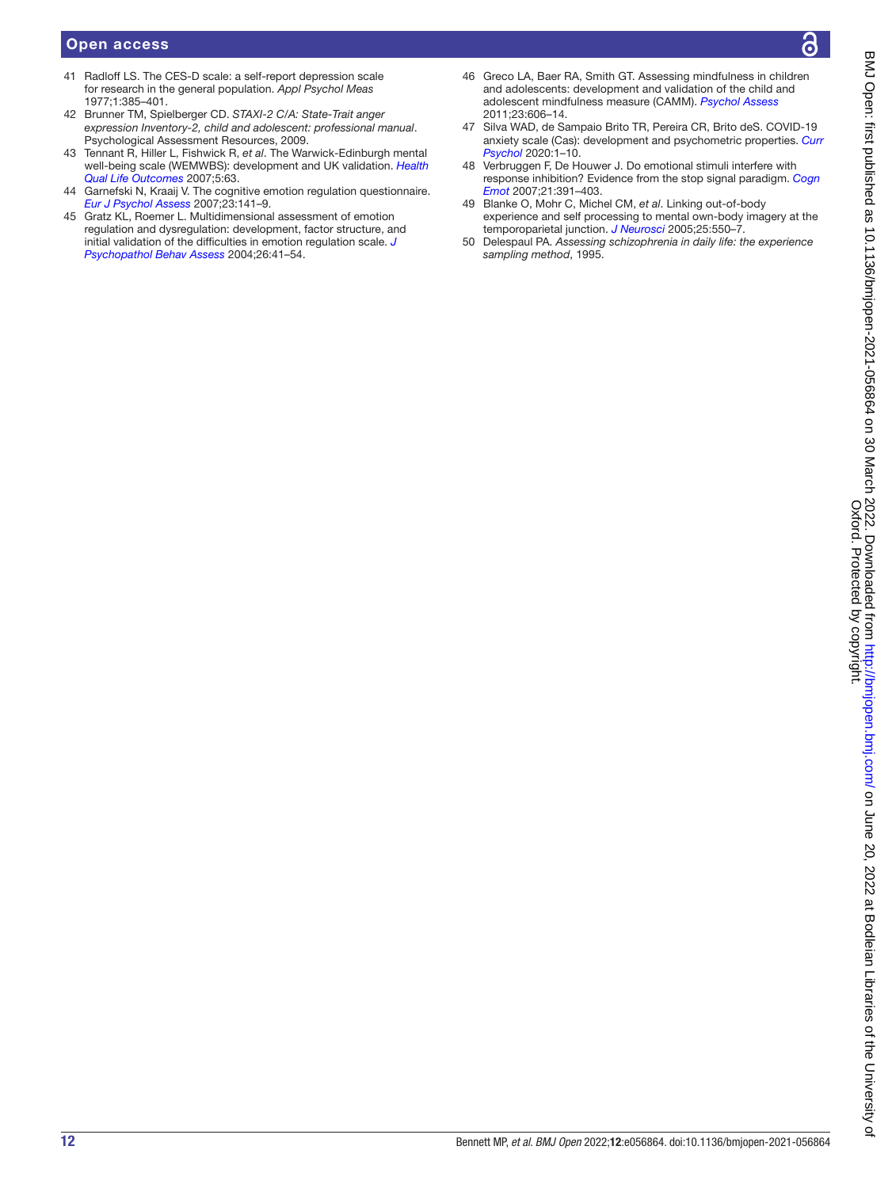41 Radloff LS. The CES-D scale: a self-report depression scale for research in the general population. *Appl Psychol Meas* 1977;1:385–401.
42 Brunner TM, Spielberger CD. *STAXI-2 C/A: State-Trait anger expression Inventory-2, child and adolescent: professional manual*. Psychological Assessment Resources, 2009.
43 Tennant R, Hiller L, Fishwick R, *et al*. The Warwick-Edinburgh mental well-being scale (WEMWBS): development and UK validation. *Health Qual Life Outcomes* 2007;5:63.
44 Garnefski N, Kraaij V. The cognitive emotion regulation questionnaire. *Eur J Psychol Assess* 2007;23:141–9.
45 Gratz KL, Roemer L. Multidimensional assessment of emotion regulation and dysregulation: development, factor structure, and initial validation of the difficulties in emotion regulation scale. *J Psychopathol Behav Assess* 2004;26:41–54.
46 Greco LA, Baer RA, Smith GT. Assessing mindfulness in children and adolescents: development and validation of the child and adolescent mindfulness measure (CAMM). *Psychol Assess* 2011;23:606–14.
47 Silva WAD, de Sampaio Brito TR, Pereira CR, Brito deS. COVID-19 anxiety scale (Cas): development and psychometric properties. *Curr Psychol* 2020:1–10.
48 Verbruggen F, De Houwer J. Do emotional stimuli interfere with response inhibition? Evidence from the stop signal paradigm. *Cogn Emot* 2007;21:391–403.
49 Blanke O, Mohr C, Michel CM, *et al*. Linking out-of-body experience and self processing to mental own-body imagery at the temporoparietal junction. *J Neurosci* 2005;25:550–7.
50 Delespaul PA. *Assessing schizophrenia in daily life: the experience sampling method*, 1995.